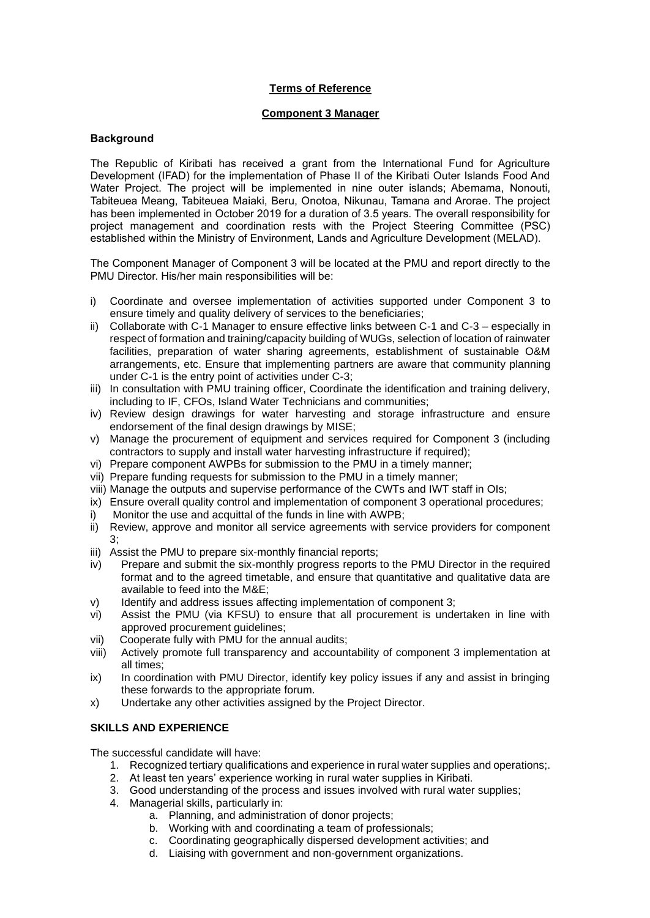**Terms of Reference**

**Component 3 Manager**

### Background

The Republic of Kiribati has received a grant from the International Fund for Agriculture Development (IFAD) for the implementation of Phase II of the Kiribati Outer Islands Food And Water Project. The project will be implemented in nine outer islands; Abemama, Nonouti, Tabiteuea Meang, Tabiteuea Maiaki, Beru, Onotoa, Nikunau, Tamana and Arorae. The project has been implemented in October 2019 for a duration of 3.5 years. The overall responsibility for project management and coordination rests with the Project Steering Committee (PSC) established within the Ministry of Environment, Lands and Agriculture Development (MELAD).

The Component Manager of Component 3 will be located at the PMU and report directly to the PMU Director. His/her main responsibilities will be:

i) Coordinate and oversee implementation of activities supported under Component 3 to ensure timely and quality delivery of services to the beneficiaries;
ii) Collaborate with C-1 Manager to ensure effective links between C-1 and C-3 – especially in respect of formation and training/capacity building of WUGs, selection of location of rainwater facilities, preparation of water sharing agreements, establishment of sustainable O&M arrangements, etc. Ensure that implementing partners are aware that community planning under C-1 is the entry point of activities under C-3;
iii) In consultation with PMU training officer, Coordinate the identification and training delivery, including to IF, CFOs, Island Water Technicians and communities;
iv) Review design drawings for water harvesting and storage infrastructure and ensure endorsement of the final design drawings by MISE;
v) Manage the procurement of equipment and services required for Component 3 (including contractors to supply and install water harvesting infrastructure if required);
vi) Prepare component AWPBs for submission to the PMU in a timely manner;
vii) Prepare funding requests for submission to the PMU in a timely manner;
viii) Manage the outputs and supervise performance of the CWTs and IWT staff in OIs;
ix) Ensure overall quality control and implementation of component 3 operational procedures;
i) Monitor the use and acquittal of the funds in line with AWPB;
ii) Review, approve and monitor all service agreements with service providers for component 3;
iii) Assist the PMU to prepare six-monthly financial reports;
iv) Prepare and submit the six-monthly progress reports to the PMU Director in the required format and to the agreed timetable, and ensure that quantitative and qualitative data are available to feed into the M&E;
v) Identify and address issues affecting implementation of component 3;
vi) Assist the PMU (via KFSU) to ensure that all procurement is undertaken in line with approved procurement guidelines;
vii) Cooperate fully with PMU for the annual audits;
viii) Actively promote full transparency and accountability of component 3 implementation at all times;
ix) In coordination with PMU Director, identify key policy issues if any and assist in bringing these forwards to the appropriate forum.
x) Undertake any other activities assigned by the Project Director.

### SKILLS AND EXPERIENCE

The successful candidate will have:

1. Recognized tertiary qualifications and experience in rural water supplies and operations;.
2. At least ten years' experience working in rural water supplies in Kiribati.
3. Good understanding of the process and issues involved with rural water supplies;
4. Managerial skills, particularly in:
   a. Planning, and administration of donor projects;
   b. Working with and coordinating a team of professionals;
   c. Coordinating geographically dispersed development activities; and
   d. Liaising with government and non-government organizations.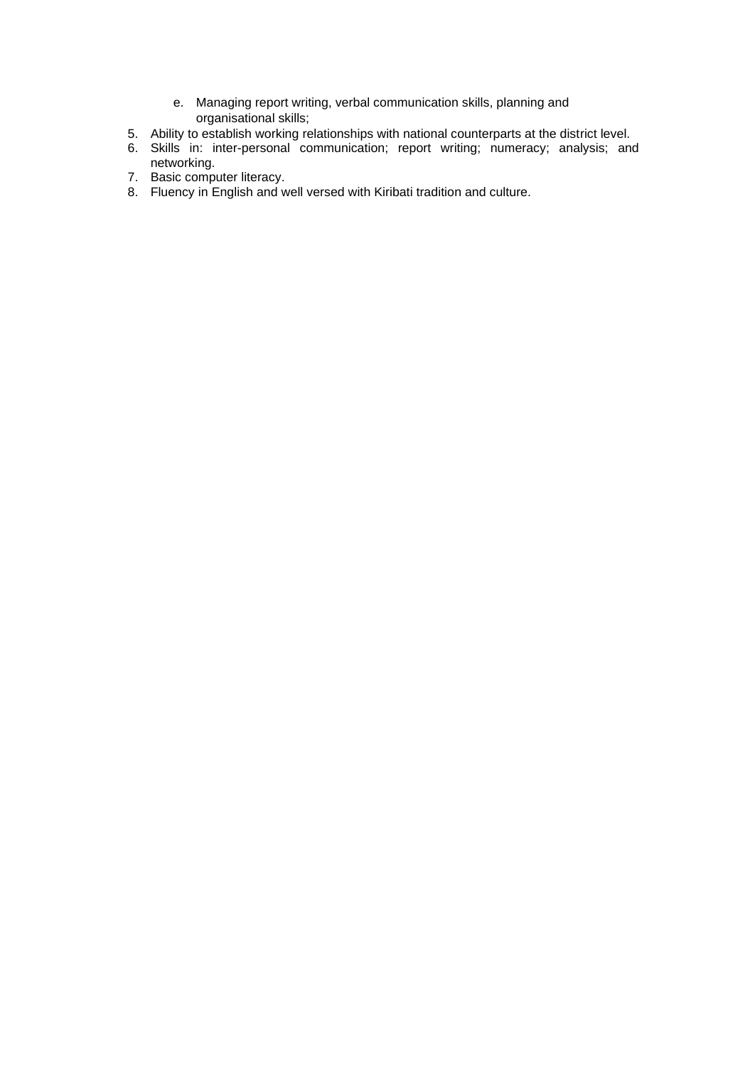e. Managing report writing, verbal communication skills, planning and organisational skills;

5. Ability to establish working relationships with national counterparts at the district level.
6. Skills in: inter-personal communication; report writing; numeracy; analysis; and networking.
7. Basic computer literacy.
8. Fluency in English and well versed with Kiribati tradition and culture.